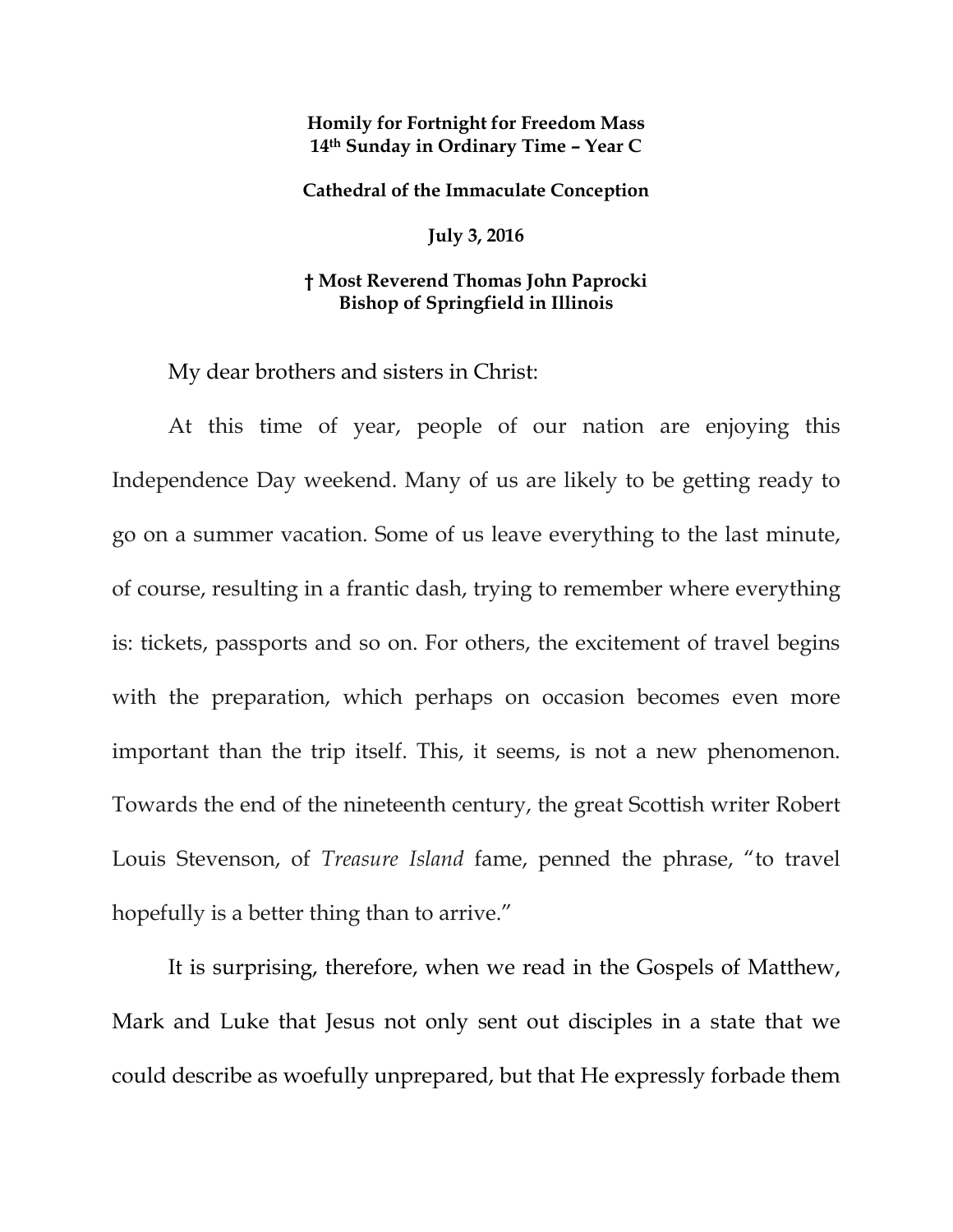**Homily for Fortnight for Freedom Mass**
**14th Sunday in Ordinary Time – Year C**

**Cathedral of the Immaculate Conception**

**July 3, 2016**

**† Most Reverend Thomas John Paprocki**
**Bishop of Springfield in Illinois**

My dear brothers and sisters in Christ:

At this time of year, people of our nation are enjoying this Independence Day weekend. Many of us are likely to be getting ready to go on a summer vacation. Some of us leave everything to the last minute, of course, resulting in a frantic dash, trying to remember where everything is: tickets, passports and so on. For others, the excitement of travel begins with the preparation, which perhaps on occasion becomes even more important than the trip itself. This, it seems, is not a new phenomenon. Towards the end of the nineteenth century, the great Scottish writer Robert Louis Stevenson, of *Treasure Island* fame, penned the phrase, "to travel hopefully is a better thing than to arrive."

It is surprising, therefore, when we read in the Gospels of Matthew, Mark and Luke that Jesus not only sent out disciples in a state that we could describe as woefully unprepared, but that He expressly forbade them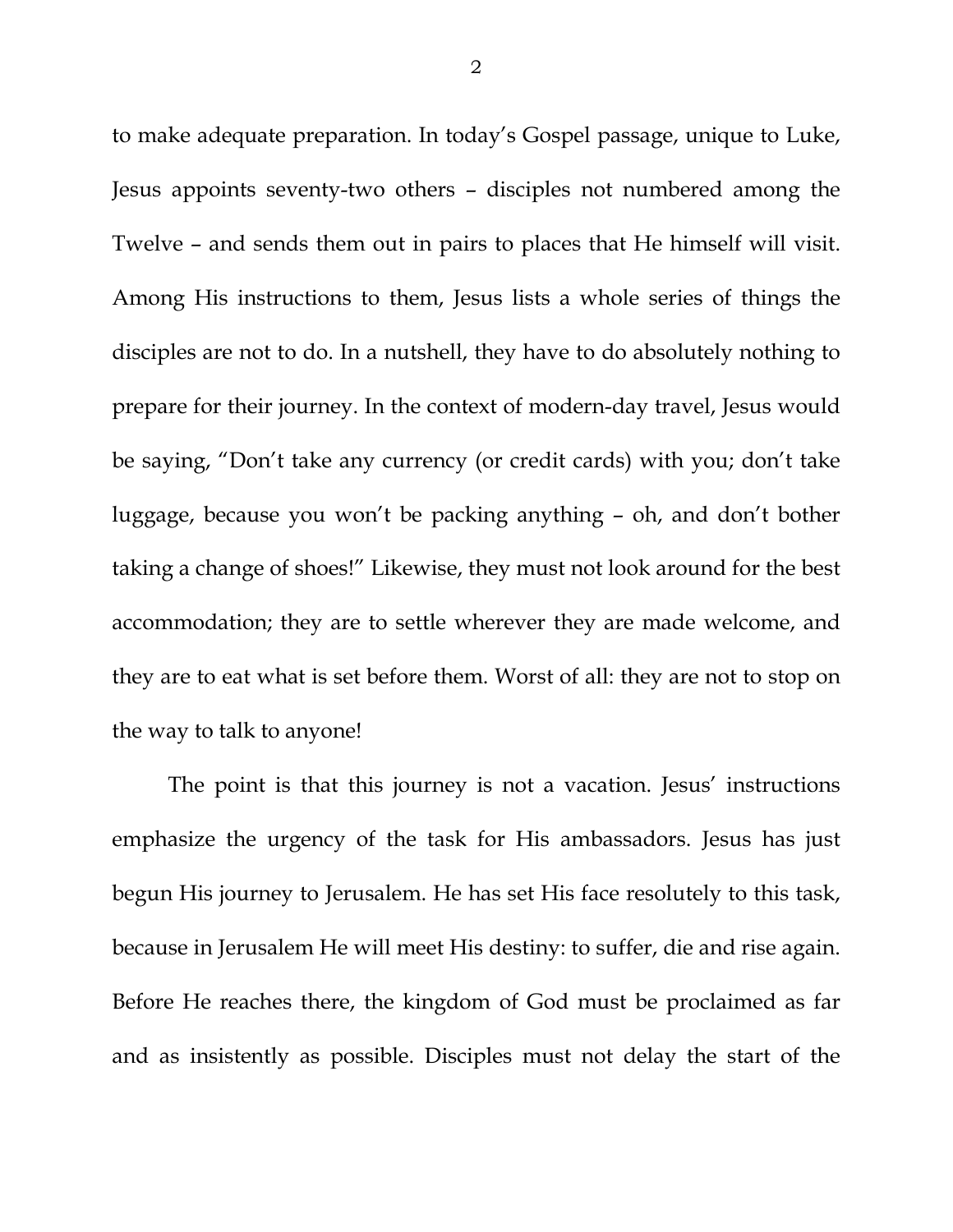to make adequate preparation. In today's Gospel passage, unique to Luke, Jesus appoints seventy-two others – disciples not numbered among the Twelve – and sends them out in pairs to places that He himself will visit. Among His instructions to them, Jesus lists a whole series of things the disciples are not to do. In a nutshell, they have to do absolutely nothing to prepare for their journey. In the context of modern-day travel, Jesus would be saying, "Don't take any currency (or credit cards) with you; don't take luggage, because you won't be packing anything – oh, and don't bother taking a change of shoes!" Likewise, they must not look around for the best accommodation; they are to settle wherever they are made welcome, and they are to eat what is set before them. Worst of all: they are not to stop on the way to talk to anyone!

The point is that this journey is not a vacation. Jesus' instructions emphasize the urgency of the task for His ambassadors. Jesus has just begun His journey to Jerusalem. He has set His face resolutely to this task, because in Jerusalem He will meet His destiny: to suffer, die and rise again. Before He reaches there, the kingdom of God must be proclaimed as far and as insistently as possible. Disciples must not delay the start of the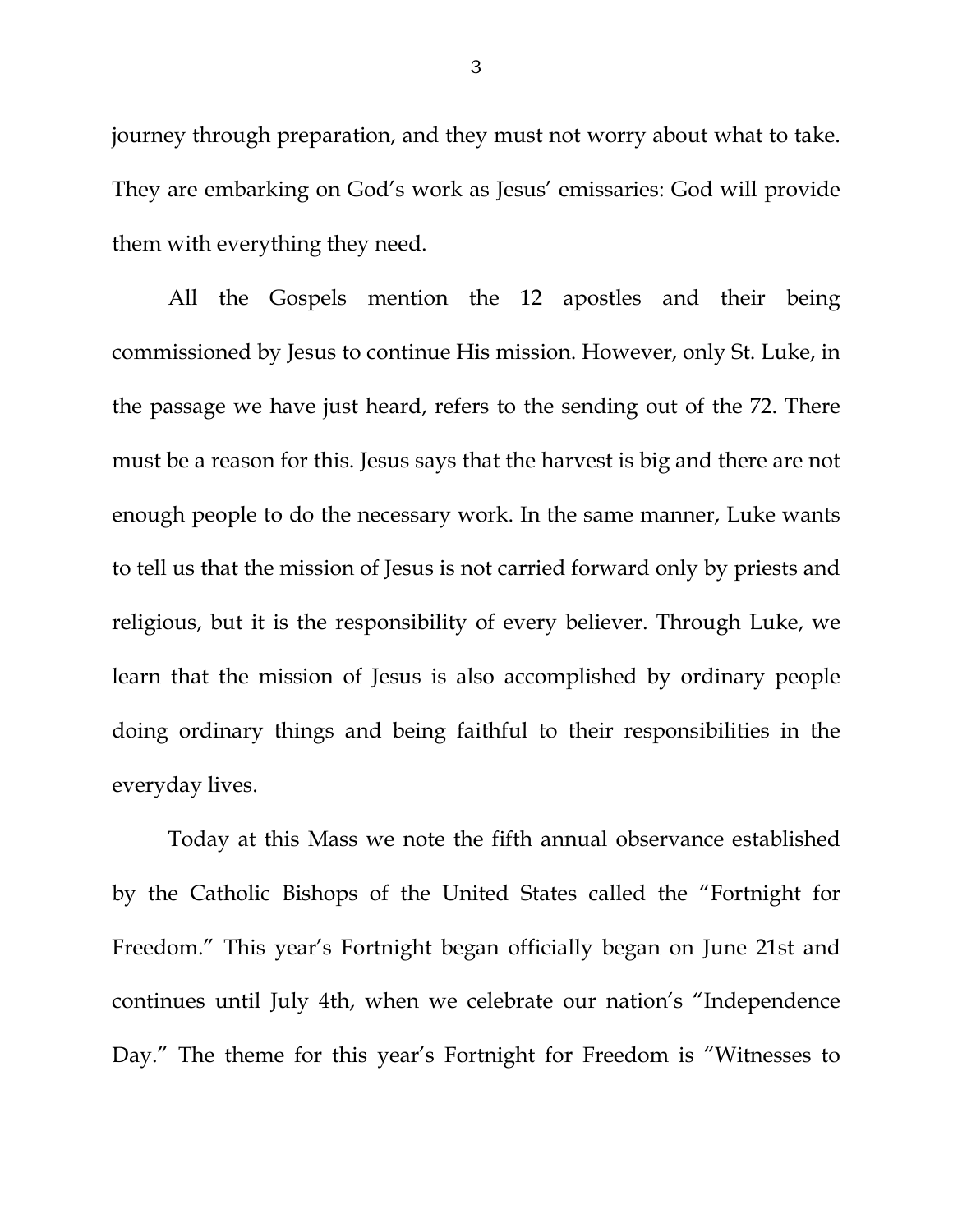journey through preparation, and they must not worry about what to take. They are embarking on God's work as Jesus' emissaries: God will provide them with everything they need.

All the Gospels mention the 12 apostles and their being commissioned by Jesus to continue His mission. However, only St. Luke, in the passage we have just heard, refers to the sending out of the 72. There must be a reason for this. Jesus says that the harvest is big and there are not enough people to do the necessary work. In the same manner, Luke wants to tell us that the mission of Jesus is not carried forward only by priests and religious, but it is the responsibility of every believer. Through Luke, we learn that the mission of Jesus is also accomplished by ordinary people doing ordinary things and being faithful to their responsibilities in the everyday lives.

Today at this Mass we note the fifth annual observance established by the Catholic Bishops of the United States called the "Fortnight for Freedom." This year's Fortnight began officially began on June 21st and continues until July 4th, when we celebrate our nation's "Independence Day." The theme for this year's Fortnight for Freedom is "Witnesses to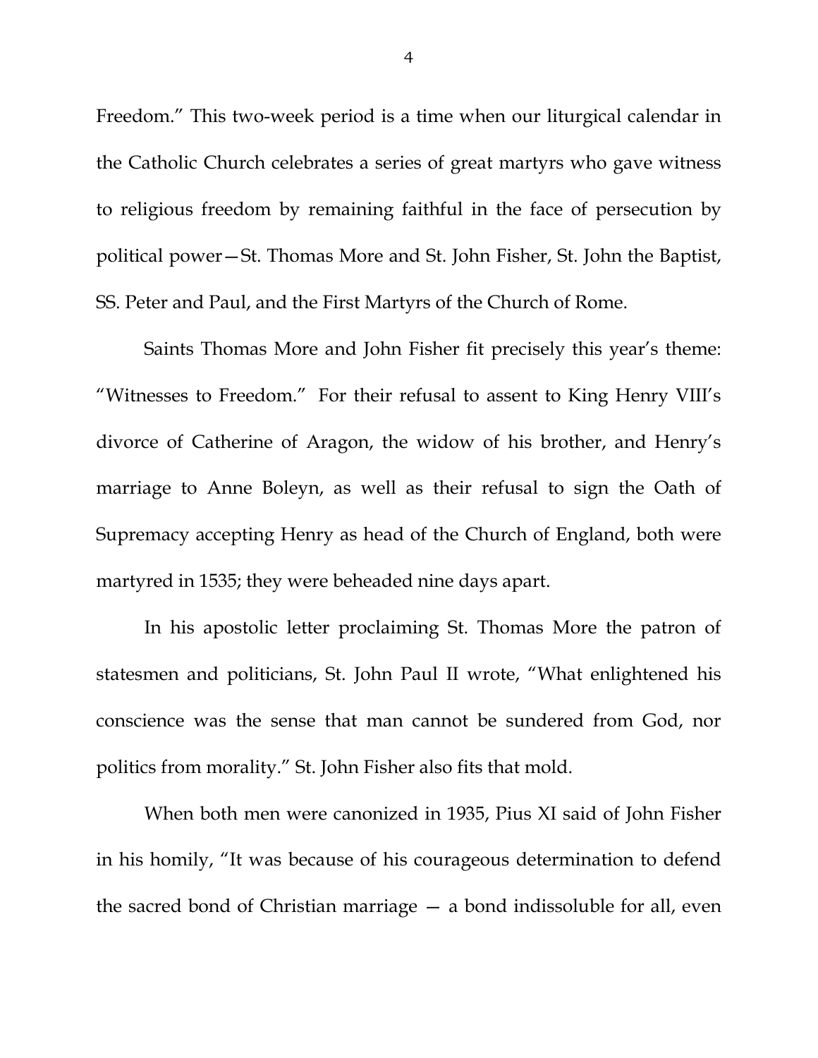Freedom." This two-week period is a time when our liturgical calendar in the Catholic Church celebrates a series of great martyrs who gave witness to religious freedom by remaining faithful in the face of persecution by political power—St. Thomas More and St. John Fisher, St. John the Baptist, SS. Peter and Paul, and the First Martyrs of the Church of Rome.

Saints Thomas More and John Fisher fit precisely this year's theme: "Witnesses to Freedom." For their refusal to assent to King Henry VIII's divorce of Catherine of Aragon, the widow of his brother, and Henry's marriage to Anne Boleyn, as well as their refusal to sign the Oath of Supremacy accepting Henry as head of the Church of England, both were martyred in 1535; they were beheaded nine days apart.

In his apostolic letter proclaiming St. Thomas More the patron of statesmen and politicians, St. John Paul II wrote, "What enlightened his conscience was the sense that man cannot be sundered from God, nor politics from morality." St. John Fisher also fits that mold.

When both men were canonized in 1935, Pius XI said of John Fisher in his homily, "It was because of his courageous determination to defend the sacred bond of Christian marriage — a bond indissoluble for all, even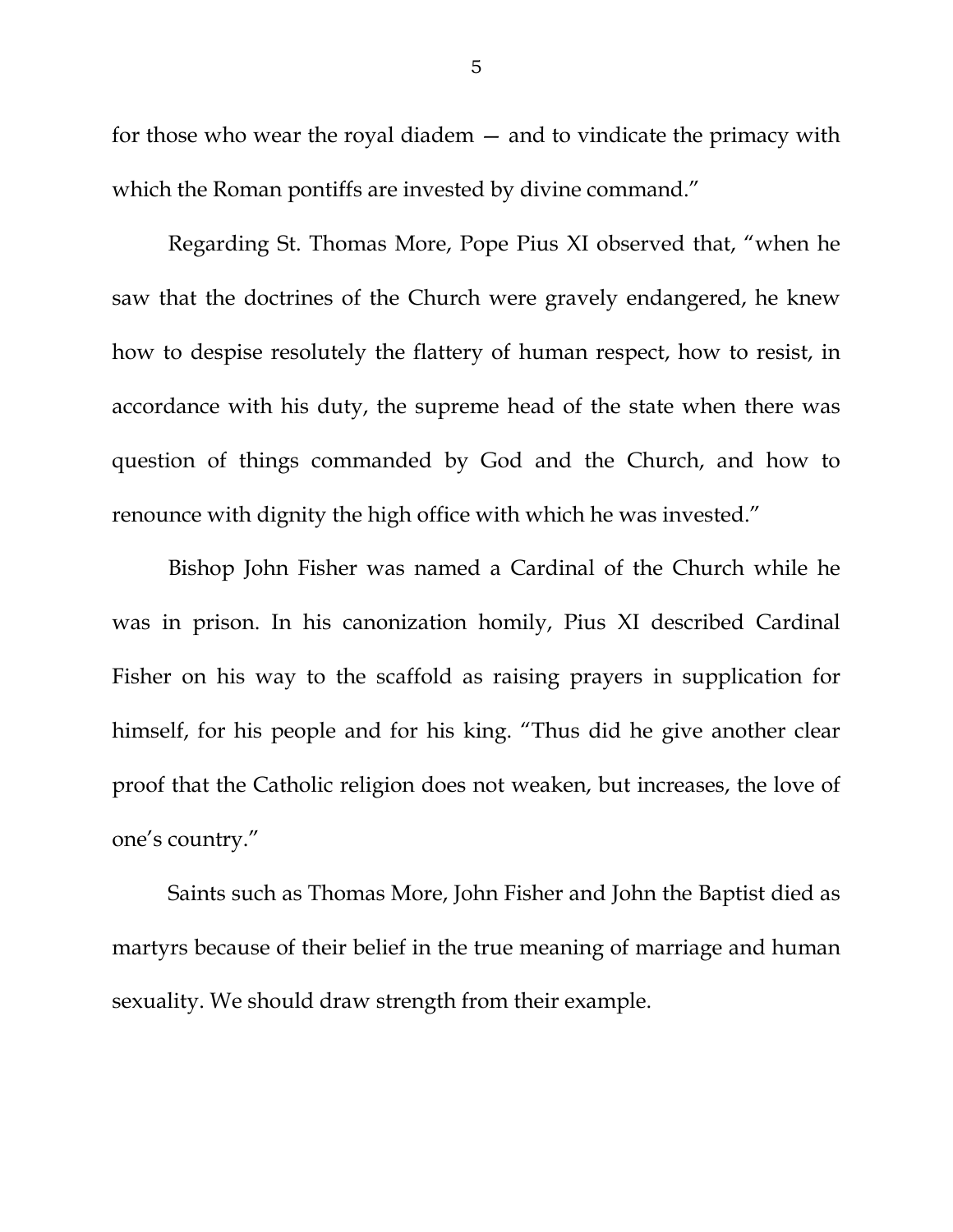for those who wear the royal diadem — and to vindicate the primacy with which the Roman pontiffs are invested by divine command."

Regarding St. Thomas More, Pope Pius XI observed that, "when he saw that the doctrines of the Church were gravely endangered, he knew how to despise resolutely the flattery of human respect, how to resist, in accordance with his duty, the supreme head of the state when there was question of things commanded by God and the Church, and how to renounce with dignity the high office with which he was invested."

Bishop John Fisher was named a Cardinal of the Church while he was in prison. In his canonization homily, Pius XI described Cardinal Fisher on his way to the scaffold as raising prayers in supplication for himself, for his people and for his king. "Thus did he give another clear proof that the Catholic religion does not weaken, but increases, the love of one's country."

Saints such as Thomas More, John Fisher and John the Baptist died as martyrs because of their belief in the true meaning of marriage and human sexuality. We should draw strength from their example.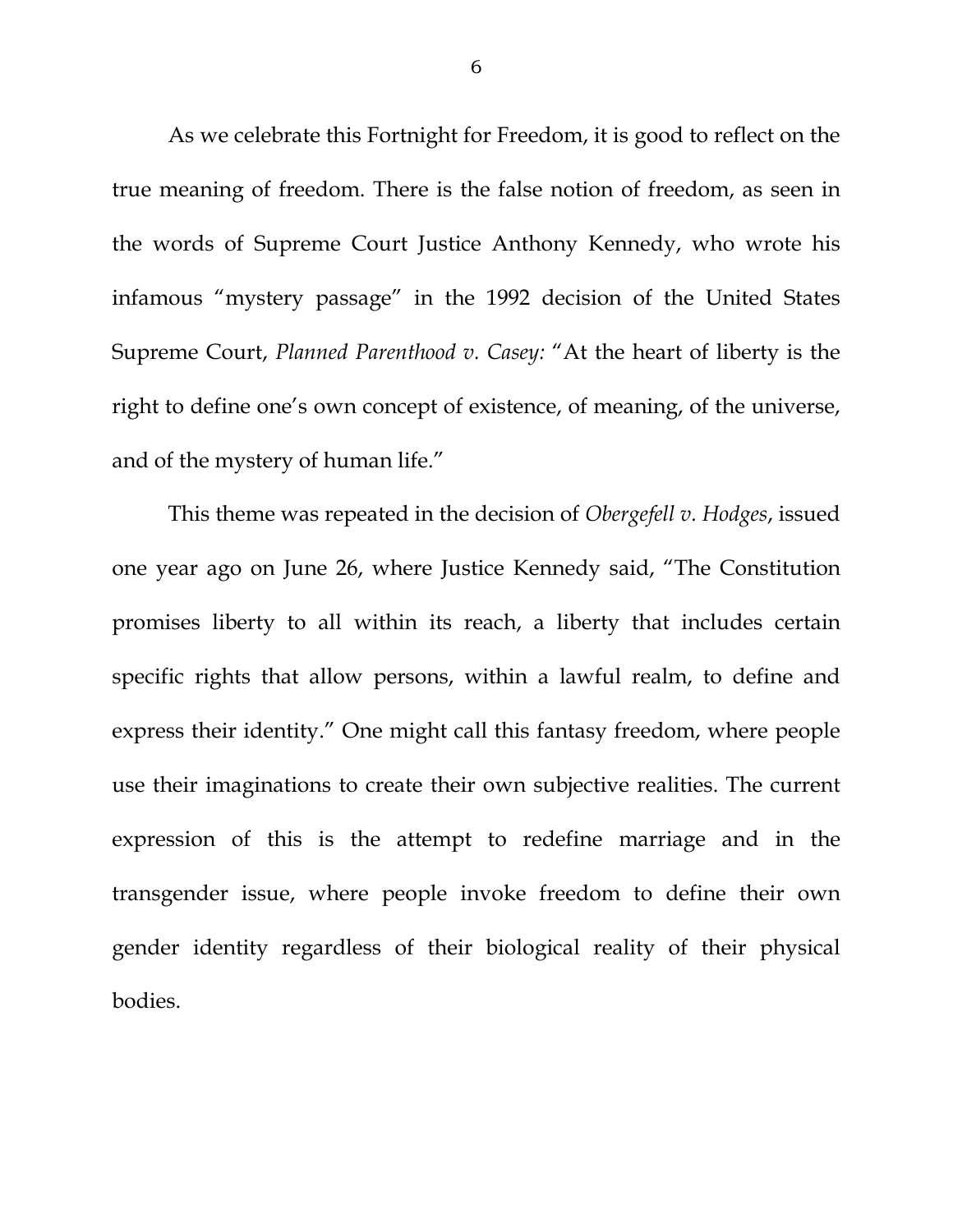As we celebrate this Fortnight for Freedom, it is good to reflect on the true meaning of freedom. There is the false notion of freedom, as seen in the words of Supreme Court Justice Anthony Kennedy, who wrote his infamous "mystery passage" in the 1992 decision of the United States Supreme Court, *Planned Parenthood v. Casey:* "At the heart of liberty is the right to define one's own concept of existence, of meaning, of the universe, and of the mystery of human life."

This theme was repeated in the decision of *Obergefell v. Hodges*, issued one year ago on June 26, where Justice Kennedy said, "The Constitution promises liberty to all within its reach, a liberty that includes certain specific rights that allow persons, within a lawful realm, to define and express their identity." One might call this fantasy freedom, where people use their imaginations to create their own subjective realities. The current expression of this is the attempt to redefine marriage and in the transgender issue, where people invoke freedom to define their own gender identity regardless of their biological reality of their physical bodies.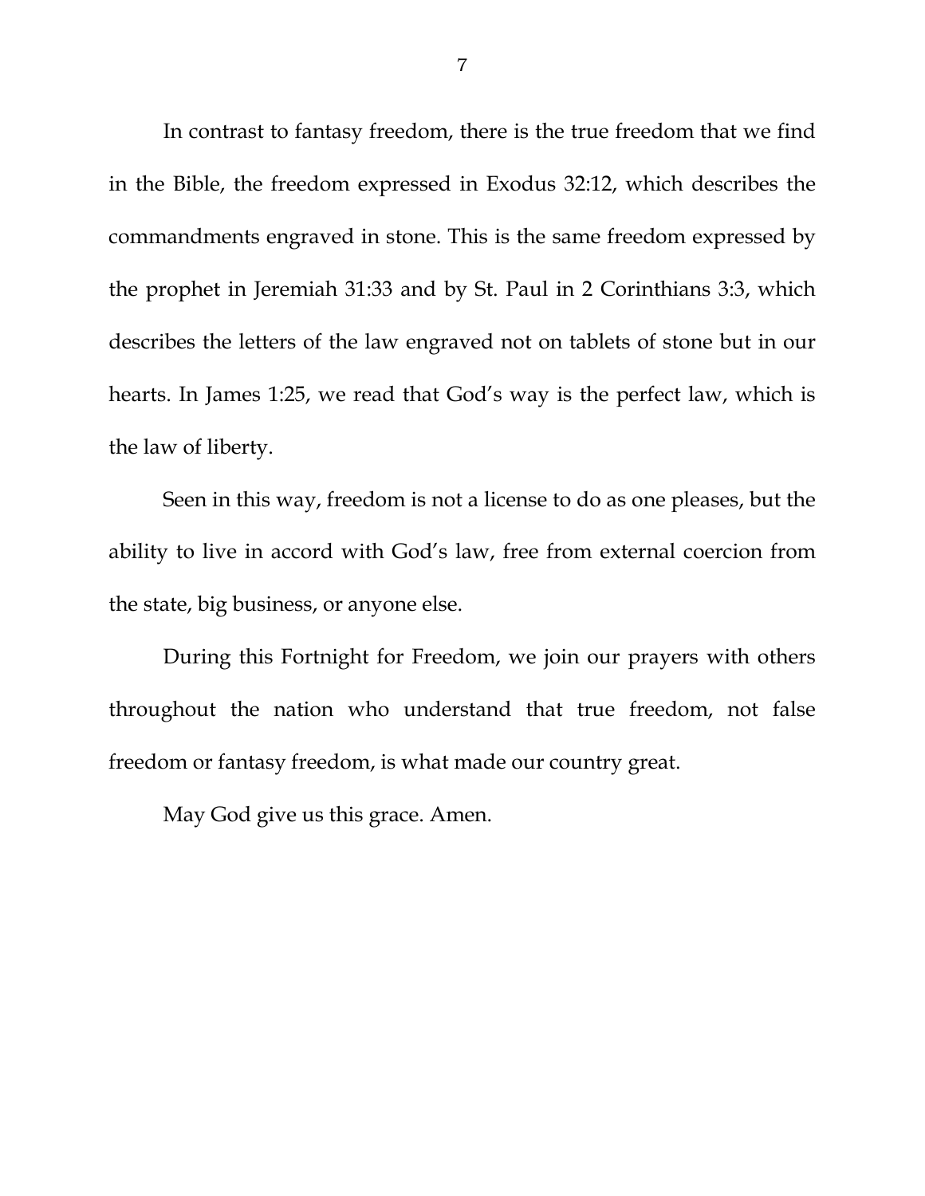In contrast to fantasy freedom, there is the true freedom that we find in the Bible, the freedom expressed in Exodus 32:12, which describes the commandments engraved in stone. This is the same freedom expressed by the prophet in Jeremiah 31:33 and by St. Paul in 2 Corinthians 3:3, which describes the letters of the law engraved not on tablets of stone but in our hearts. In James 1:25, we read that God's way is the perfect law, which is the law of liberty.

Seen in this way, freedom is not a license to do as one pleases, but the ability to live in accord with God's law, free from external coercion from the state, big business, or anyone else.

During this Fortnight for Freedom, we join our prayers with others throughout the nation who understand that true freedom, not false freedom or fantasy freedom, is what made our country great.

May God give us this grace. Amen.